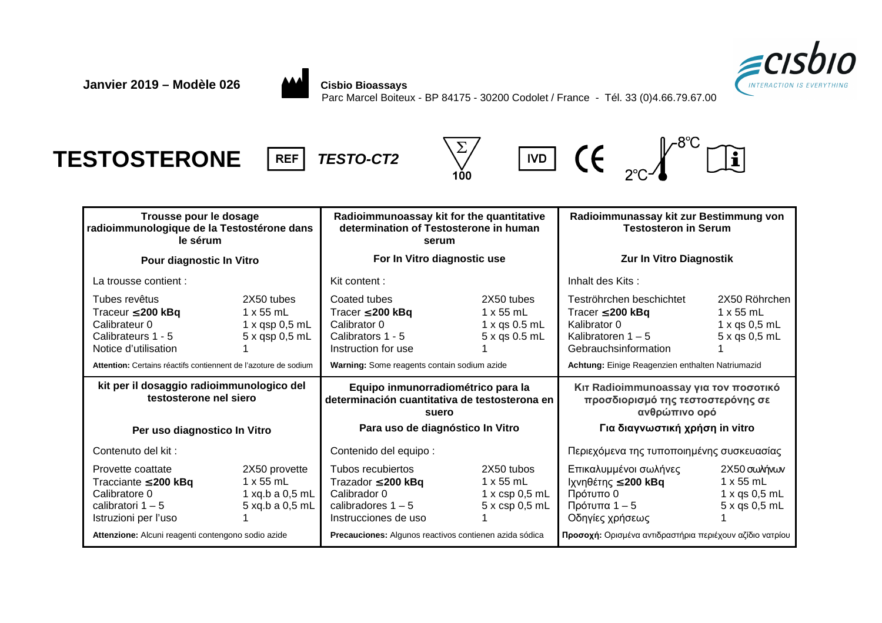**Janvier 2019 – Modèle 026**

**Cisbio Bioassays**
Parc Marcel Boiteux - BP 84175 - 30200 Codolet / France - Tél. 33 (0)4.66.79.67.00

cisbio
INTERACTION IS EVERYTHING

# TESTOSTERONE

REF ***TESTO-CT2*** Σ 100 IVD CE 2°C–8°C

| **Trousse pour le dosage radioimmunologique de la Testostérone dans le sérum** | | **Radioimmunoassay kit for the quantitative determination of Testosterone in human serum** | | **Radioimmunassay kit zur Bestimmung von Testosteron in Serum** | |
|---|---|---|---|---|---|
| **Pour diagnostic In Vitro** | | **For In Vitro diagnostic use** | | **Zur In Vitro Diagnostik** | |
| La trousse contient : | | Kit content : | | Inhalt des Kits : | |
| Tubes revêtus | 2X50 tubes | Coated tubes | 2X50 tubes | Teströhrchen beschichtet | 2X50 Röhrchen |
| Traceur **≤200 kBq** | 1 x 55 mL | Tracer **≤200 kBq** | 1 x 55 mL | Tracer **≤200 kBq** | 1 x 55 mL |
| Calibrateur 0 | 1 x qsp 0,5 mL | Calibrator 0 | 1 x qs 0.5 mL | Kalibrator 0 | 1 x qs 0,5 mL |
| Calibrateurs 1 - 5 | 5 x qsp 0,5 mL | Calibrators 1 - 5 | 5 x qs 0.5 mL | Kalibratoren 1 – 5 | 5 x qs 0,5 mL |
| Notice d'utilisation | 1 | Instruction for use | 1 | Gebrauchsinformation | 1 |
| **Attention:** Certains réactifs contiennent de l'azoture de sodium | | **Warning:** Some reagents contain sodium azide | | **Achtung:** Einige Reagenzien enthalten Natriumazid | |
| **kit per il dosaggio radioimmunologico del testosterone nel siero** | | **Equipo inmunorradiométrico para la determinación cuantitativa de testosterona en suero** | | **Κιτ Radioimmunoassay για τον ποσοτικό προσδιορισμό της τεστοστερόνης σε ανθρώπινο ορό** | |
| **Per uso diagnostico In Vitro** | | **Para uso de diagnóstico In Vitro** | | **Για διαγνωστική χρήση in vitro** | |
| Contenuto del kit : | | Contenido del equipo : | | Περιεχόμενα της τυποποιημένης συσκευασίας | |
| Provette coattate | 2X50 provette | Tubos recubiertos | 2X50 tubos | Επικαλυμμένοι σωλήνες | 2X50 σωλήνων |
| Tracciante **≤200 kBq** | 1 x 55 mL | Trazador **≤200 kBq** | 1 x 55 mL | Ιχνηθέτης **≤200 kBq** | 1 x 55 mL |
| Calibratore 0 | 1 xq.b a 0,5 mL | Calibrador 0 | 1 x csp 0,5 mL | Πρότυπο 0 | 1 x qs 0,5 mL |
| calibratori 1 – 5 | 5 xq.b a 0,5 mL | calibradores 1 – 5 | 5 x csp 0,5 mL | Πρότυπα 1 – 5 | 5 x qs 0,5 mL |
| Istruzioni per l'uso | 1 | Instrucciones de uso | 1 | Οδηγίες χρήσεως | 1 |
| **Attenzione:** Alcuni reagenti contengono sodio azide | | **Precauciones:** Algunos reactivos contienen azida sódica | | **Προσοχή:** Ορισμένα αντιδραστήρια περιέχουν αζίδιο νατρίου | |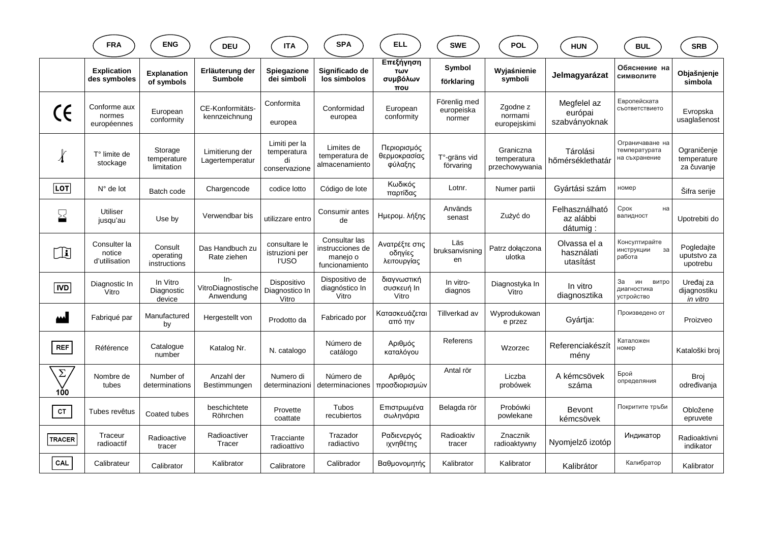| | FRA | ENG | DEU | ITA | SPA | ELL | SWE | POL | HUN | BUL | SRB |
|---|---|---|---|---|---|---|---|---|---|---|---|
| | **Explication des symboles** | **Explanation of symbols** | **Erläuterung der Sumbole** | **Spiegazione dei simboli** | **Significado de los simbolos** | **Επεξήγηση των συμβόλων που** | **Symbol förklaring** | **Wyjaśnienie symboli** | **Jelmagyarázat** | **Обяснение на символите** | **Objašnjenje simbola** |
| CE | Conforme aux normes européennes | European conformity | CE-Konformitäts-kennzeichnung | Conformita europea | Conformidad europea | European conformity | Förenlig med europeiska normer | Zgodne z normami europejskimi | Megfelel az európai szabványoknak | Европейската съответствието | Evropska usaglašenost |
| | T° limite de stockage | Storage temperature limitation | Limitierung der Lagertemperatur | Limiti per la temperatura di conservazione | Limites de temperatura de almacenamiento | Περιορισμός θερμοκρασίας φύλαξης | T°-gräns vid förvaring | Graniczna temperatura przechowywania | Tárolási hőmérséklethatár | Ограничаване на температурата на съхранение | Ograničenje temperature za čuvanje |
| LOT | N° de lot | Batch code | Chargencode | codice lotto | Código de lote | Κωδικός παρτίδας | Lotnr. | Numer partii | Gyártási szám | номер | Šifra serije |
| | Utiliser jusqu'au | Use by | Verwendbar bis | utilizzare entro | Consumir antes de | Ημερομ. λήξης | Används senast | Zużyć do | Felhasználható az alábbi dátumig : | Срок на валидност | Upotrebiti do |
| | Consulter la notice d'utilisation | Consult operating instructions | Das Handbuch zu Rate ziehen | consultare le istruzioni per l'USO | Consultar las instrucciones de manejo o funcionamiento | Ανατρέξτε στις οδηγίες λειτουργίας | Läs bruksanvisningen | Patrz dołączona ulotka | Olvassa el a használati utasítást | Консултирайте инструкции за работа | Pogledajte uputstvo za upotrebu |
| IVD | Diagnostic In Vitro | In Vitro Diagnostic device | In-VitroDiagnostische Anwendung | Dispositivo Diagnostico In Vitro | Dispositivo de diagnóstico In Vitro | διαγνωστική συσκευή In Vitro | In vitro-diagnos | Diagnostyka In Vitro | In vitro diagnosztika | За ин витро диагностика устройство | Uređaj za dijagnostiku *in vitro* |
| | Fabriqué par | Manufactured by | Hergestellt von | Prodotto da | Fabricado por | Κατασκευάζεται από την | Tillverkad av | Wyprodukowane przez | Gyártja: | Произведено от | Proizveo |
| REF | Référence | Catalogue number | Katalog Nr. | N. catalogo | Número de catálogo | Αριθμός καταλόγου | Referens | Wzorzec | Referenciakészítmény | Каталожен номер | Kataloški broj |
| Σ 100 | Nombre de tubes | Number of determinations | Anzahl der Bestimmungen | Numero di determinazioni | Número de determinaciones | Αριθμός προσδιορισμών | Antal rör | Liczba probówek | A kémcsövek száma | Брой определяния | Broj određivanja |
| CT | Tubes revêtus | Coated tubes | beschichtete Röhrchen | Provette coattate | Tubos recubiertos | Επιστρωμένα σωληνάρια | Belagda rör | Probówki powlekane | Bevont kémcsövek | Покритите тръби | Obložene epruvete |
| TRACER | Traceur radioactif | Radioactive tracer | Radioactiver Tracer | Tracciante radioattivo | Trazador radiactivo | Ραδιενεργός ιχνηθέτης | Radioaktiv tracer | Znacznik radioaktywny | Nyomjelző izotóp | Индикатор | Radioaktivni indikator |
| CAL | Calibrateur | Calibrator | Kalibrator | Calibratore | Calibrador | Βαθμονομητής | Kalibrator | Kalibrator | Kalibrátor | Калибратор | Kalibrator |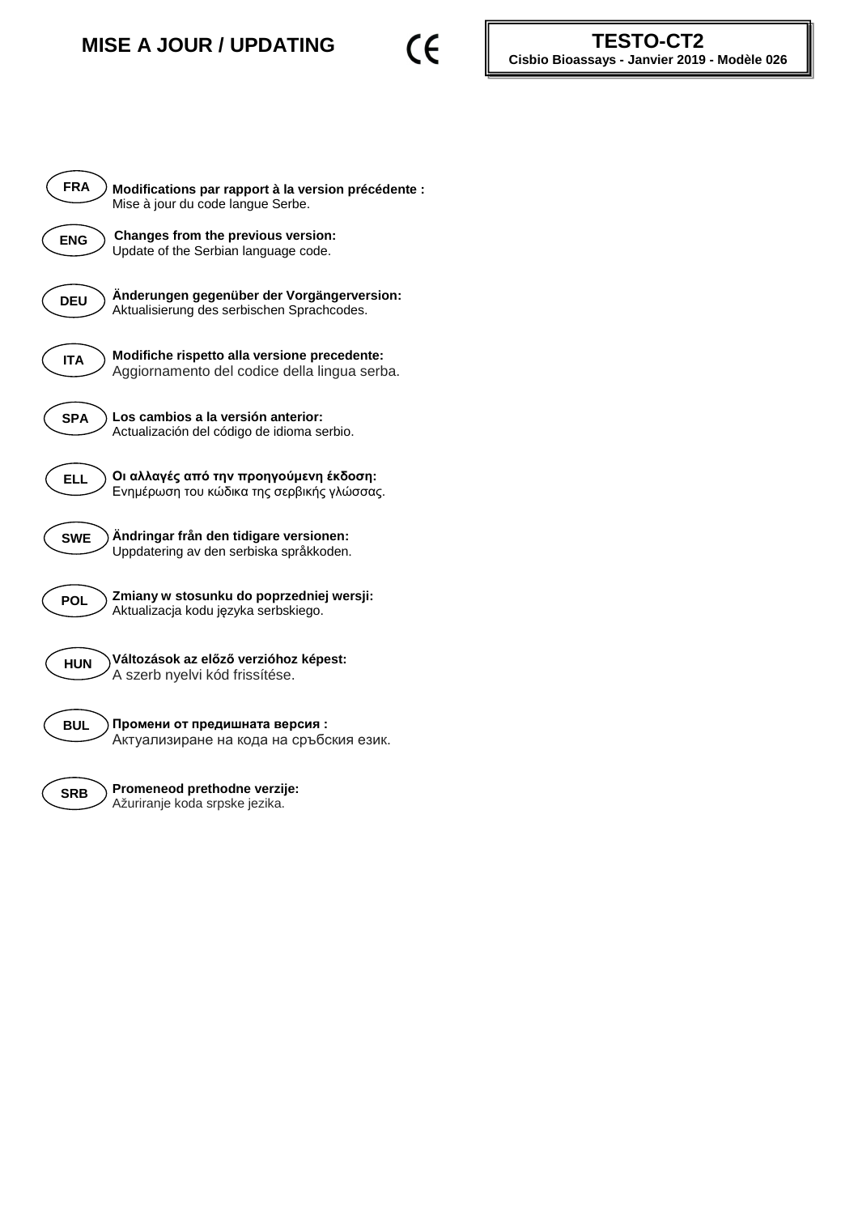# MISE A JOUR / UPDATING

CE

**TESTO-CT2**
**Cisbio Bioassays - Janvier 2019 - Modèle 026**

**FRA**

**Modifications par rapport à la version précédente :**
Mise à jour du code langue Serbe.

**ENG**

**Changes from the previous version:**
Update of the Serbian language code.

**DEU**

**Änderungen gegenüber der Vorgängerversion:**
Aktualisierung des serbischen Sprachcodes.

**ITA**

**Modifiche rispetto alla versione precedente:**
Aggiornamento del codice della lingua serba.

**SPA**

**Los cambios a la versión anterior:**
Actualización del código de idioma serbio.

**ELL**

**Οι αλλαγές από την προηγούμενη έκδοση:**
Ενημέρωση του κώδικα της σερβικής γλώσσας.

**SWE**

**Ändringar från den tidigare versionen:**
Uppdatering av den serbiska språkkoden.

**POL**

**Zmiany w stosunku do poprzedniej wersji:**
Aktualizacja kodu języka serbskiego.

**HUN**

**Változások az előző verzióhoz képest:**
A szerb nyelvi kód frissítése.

**BUL**

**Промени от предишната версия :**
Актуализиране на кода на сръбския език.

**SRB**

**Promeneod prethodne verzije:**
Ažuriranje koda srpske jezika.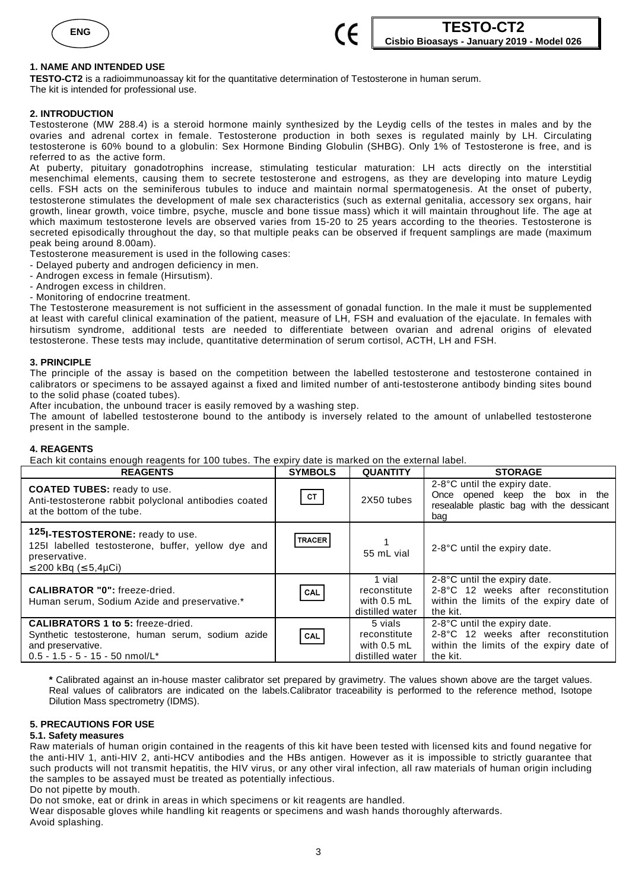ENG

**TESTO-CT2**
**Cisbio Bioassays - January 2019 - Model 026**

### 1. NAME AND INTENDED USE

**TESTO-CT2** is a radioimmunoassay kit for the quantitative determination of Testosterone in human serum.
The kit is intended for professional use.

### 2. INTRODUCTION

Testosterone (MW 288.4) is a steroid hormone mainly synthesized by the Leydig cells of the testes in males and by the ovaries and adrenal cortex in female. Testosterone production in both sexes is regulated mainly by LH. Circulating testosterone is 60% bound to a globulin: Sex Hormone Binding Globulin (SHBG). Only 1% of Testosterone is free, and is referred to as the active form.

At puberty, pituitary gonadotrophins increase, stimulating testicular maturation: LH acts directly on the interstitial mesenchimal elements, causing them to secrete testosterone and estrogens, as they are developing into mature Leydig cells. FSH acts on the seminiferous tubules to induce and maintain normal spermatogenesis. At the onset of puberty, testosterone stimulates the development of male sex characteristics (such as external genitalia, accessory sex organs, hair growth, linear growth, voice timbre, psyche, muscle and bone tissue mass) which it will maintain throughout life. The age at which maximum testosterone levels are observed varies from 15-20 to 25 years according to the theories. Testosterone is secreted episodically throughout the day, so that multiple peaks can be observed if frequent samplings are made (maximum peak being around 8.00am).

Testosterone measurement is used in the following cases:

- Delayed puberty and androgen deficiency in men.
- Androgen excess in female (Hirsutism).
- Androgen excess in children.
- Monitoring of endocrine treatment.

The Testosterone measurement is not sufficient in the assessment of gonadal function. In the male it must be supplemented at least with careful clinical examination of the patient, measure of LH, FSH and evaluation of the ejaculate. In females with hirsutism syndrome, additional tests are needed to differentiate between ovarian and adrenal origins of elevated testosterone. These tests may include, quantitative determination of serum cortisol, ACTH, LH and FSH.

### 3. PRINCIPLE

The principle of the assay is based on the competition between the labelled testosterone and testosterone contained in calibrators or specimens to be assayed against a fixed and limited number of anti-testosterone antibody binding sites bound to the solid phase (coated tubes).

After incubation, the unbound tracer is easily removed by a washing step.

The amount of labelled testosterone bound to the antibody is inversely related to the amount of unlabelled testosterone present in the sample.

### 4. REAGENTS

Each kit contains enough reagents for 100 tubes. The expiry date is marked on the external label.

| REAGENTS | SYMBOLS | QUANTITY | STORAGE |
|---|---|---|---|
| **COATED TUBES:** ready to use. Anti-testosterone rabbit polyclonal antibodies coated at the bottom of the tube. | CT | 2X50 tubes | 2-8°C until the expiry date. Once opened keep the box in the resealable plastic bag with the dessicant bag |
| **$^{125}$I-TESTOSTERONE:** ready to use. 125I labelled testosterone, buffer, yellow dye and preservative. ≤ 200 kBq (≤ 5,4µCi) | TRACER | 1 55 mL vial | 2-8°C until the expiry date. |
| **CALIBRATOR "0":** freeze-dried. Human serum, Sodium Azide and preservative.* | CAL | 1 vial reconstitute with 0.5 mL distilled water | 2-8°C until the expiry date. 2-8°C 12 weeks after reconstitution within the limits of the expiry date of the kit. |
| **CALIBRATORS 1 to 5:** freeze-dried. Synthetic testosterone, human serum, sodium azide and preservative. 0.5 - 1.5 - 5 - 15 - 50 nmol/L* | CAL | 5 vials reconstitute with 0.5 mL distilled water | 2-8°C until the expiry date. 2-8°C 12 weeks after reconstitution within the limits of the expiry date of the kit. |

**\*** Calibrated against an in-house master calibrator set prepared by gravimetry. The values shown above are the target values. Real values of calibrators are indicated on the labels.Calibrator traceability is performed to the reference method, Isotope Dilution Mass spectrometry (IDMS).

### 5. PRECAUTIONS FOR USE

#### 5.1. Safety measures

Raw materials of human origin contained in the reagents of this kit have been tested with licensed kits and found negative for the anti-HIV 1, anti-HIV 2, anti-HCV antibodies and the HBs antigen. However as it is impossible to strictly guarantee that such products will not transmit hepatitis, the HIV virus, or any other viral infection, all raw materials of human origin including the samples to be assayed must be treated as potentially infectious.

Do not pipette by mouth.

Do not smoke, eat or drink in areas in which specimens or kit reagents are handled.

Wear disposable gloves while handling kit reagents or specimens and wash hands thoroughly afterwards.

Avoid splashing.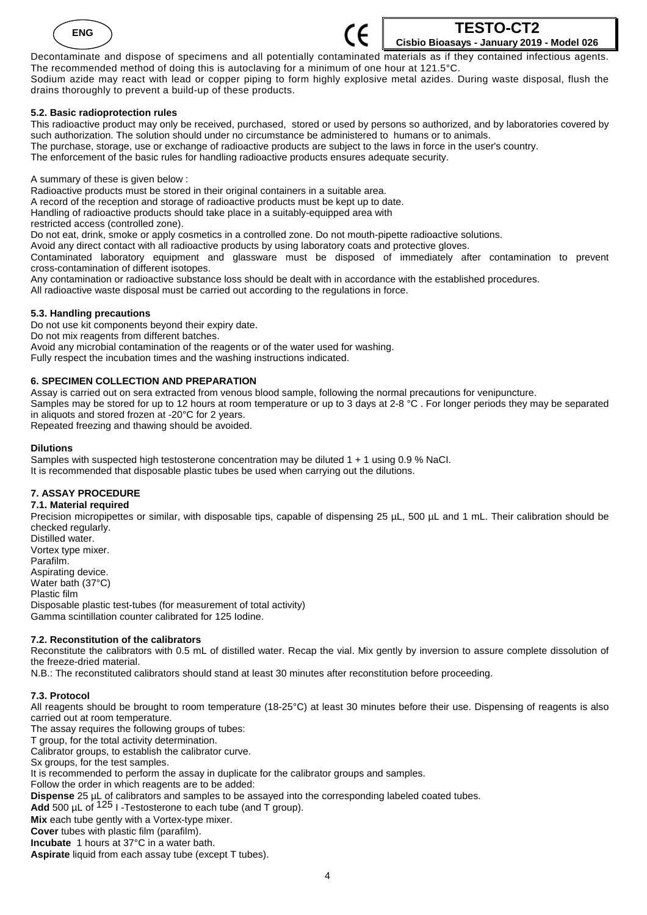Decontaminate and dispose of specimens and all potentially contaminated materials as if they contained infectious agents. The recommended method of doing this is autoclaving for a minimum of one hour at 121.5°C.

Sodium azide may react with lead or copper piping to form highly explosive metal azides. During waste disposal, flush the drains thoroughly to prevent a build-up of these products.

### 5.2. Basic radioprotection rules

This radioactive product may only be received, purchased, stored or used by persons so authorized, and by laboratories covered by such authorization. The solution should under no circumstance be administered to humans or to animals.

The purchase, storage, use or exchange of radioactive products are subject to the laws in force in the user's country.

The enforcement of the basic rules for handling radioactive products ensures adequate security.

A summary of these is given below :

Radioactive products must be stored in their original containers in a suitable area.

A record of the reception and storage of radioactive products must be kept up to date.

Handling of radioactive products should take place in a suitably-equipped area with restricted access (controlled zone).

Do not eat, drink, smoke or apply cosmetics in a controlled zone. Do not mouth-pipette radioactive solutions.

Avoid any direct contact with all radioactive products by using laboratory coats and protective gloves.

Contaminated laboratory equipment and glassware must be disposed of immediately after contamination to prevent cross-contamination of different isotopes.

Any contamination or radioactive substance loss should be dealt with in accordance with the established procedures.

All radioactive waste disposal must be carried out according to the regulations in force.

### 5.3. Handling precautions

Do not use kit components beyond their expiry date.

Do not mix reagents from different batches.

Avoid any microbial contamination of the reagents or of the water used for washing.

Fully respect the incubation times and the washing instructions indicated.

## 6. SPECIMEN COLLECTION AND PREPARATION

Assay is carried out on sera extracted from venous blood sample, following the normal precautions for venipuncture.

Samples may be stored for up to 12 hours at room temperature or up to 3 days at 2-8 °C . For longer periods they may be separated in aliquots and stored frozen at -20°C for 2 years.

Repeated freezing and thawing should be avoided.

**Dilutions**

Samples with suspected high testosterone concentration may be diluted 1 + 1 using 0.9 % NaCI.

It is recommended that disposable plastic tubes be used when carrying out the dilutions.

## 7. ASSAY PROCEDURE

### 7.1. Material required

Precision micropipettes or similar, with disposable tips, capable of dispensing 25 µL, 500 µL and 1 mL. Their calibration should be checked regularly.

Distilled water.

Vortex type mixer.

Parafilm.

Aspirating device.

Water bath (37°C)

Plastic film

Disposable plastic test-tubes (for measurement of total activity)

Gamma scintillation counter calibrated for 125 Iodine.

### 7.2. Reconstitution of the calibrators

Reconstitute the calibrators with 0.5 mL of distilled water. Recap the vial. Mix gently by inversion to assure complete dissolution of the freeze-dried material.

N.B.: The reconstituted calibrators should stand at least 30 minutes after reconstitution before proceeding.

### 7.3. Protocol

All reagents should be brought to room temperature (18-25°C) at least 30 minutes before their use. Dispensing of reagents is also carried out at room temperature.

The assay requires the following groups of tubes:

T group, for the total activity determination.

Calibrator groups, to establish the calibrator curve.

Sx groups, for the test samples.

It is recommended to perform the assay in duplicate for the calibrator groups and samples.

Follow the order in which reagents are to be added:

**Dispense** 25 µL of calibrators and samples to be assayed into the corresponding labeled coated tubes.

**Add** 500 µL of $^{125}$I -Testosterone to each tube (and T group).

**Mix** each tube gently with a Vortex-type mixer.

**Cover** tubes with plastic film (parafilm).

**Incubate** 1 hours at 37°C in a water bath.

**Aspirate** liquid from each assay tube (except T tubes).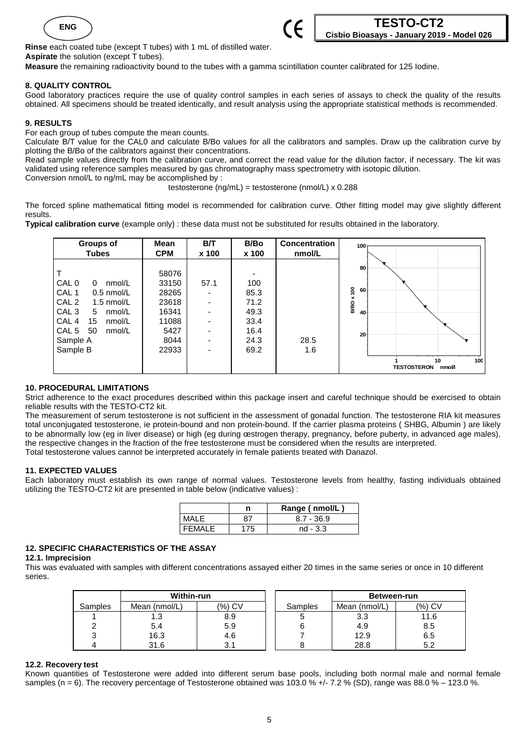**Rinse** each coated tube (except T tubes) with 1 mL of distilled water.
**Aspirate** the solution (except T tubes).
**Measure** the remaining radioactivity bound to the tubes with a gamma scintillation counter calibrated for 125 Iodine.

### 8. QUALITY CONTROL

Good laboratory practices require the use of quality control samples in each series of assays to check the quality of the results obtained. All specimens should be treated identically, and result analysis using the appropriate statistical methods is recommended.

### 9. RESULTS

For each group of tubes compute the mean counts.
Calculate B/T value for the CAL0 and calculate B/Bo values for all the calibrators and samples. Draw up the calibration curve by plotting the B/Bo of the calibrators against their concentrations.
Read sample values directly from the calibration curve, and correct the read value for the dilution factor, if necessary. The kit was validated using reference samples measured by gas chromatography mass spectrometry with isotopic dilution.
Conversion nmol/L to ng/mL may be accomplished by :

testosterone (ng/mL) = testosterone (nmol/L) x 0.288

The forced spline mathematical fitting model is recommended for calibration curve. Other fitting model may give slightly different results.

**Typical calibration curve** (example only) : these data must not be substituted for results obtained in the laboratory.

| Groups of Tubes | Mean CPM | B/T x 100 | B/Bo x 100 | Concentration nmol/L |
|---|---|---|---|---|
| T | 58076 | | - | |
| CAL 0 0 nmol/L | 33150 | 57.1 | 100 | |
| CAL 1 0.5 nmol/L | 28265 | - | 85.3 | |
| CAL 2 1.5 nmol/L | 23618 | - | 71.2 | |
| CAL 3 5 nmol/L | 16341 | - | 49.3 | |
| CAL 4 15 nmol/L | 11088 | - | 33.4 | |
| CAL 5 50 nmol/L | 5427 | - | 16.4 | |
| Sample A | 8044 | - | 24.3 | 28.5 |
| Sample B | 22933 | - | 69.2 | 1.6 |

### 10. PROCEDURAL LIMITATIONS

Strict adherence to the exact procedures described within this package insert and careful technique should be exercised to obtain reliable results with the TESTO-CT2 kit.
The measurement of serum testosterone is not sufficient in the assessment of gonadal function. The testosterone RIA kit measures total unconjugated testosterone, ie protein-bound and non protein-bound. If the carrier plasma proteins ( SHBG, Albumin ) are likely to be abnormally low (eg in liver disease) or high (eg during œstrogen therapy, pregnancy, before puberty, in advanced age males), the respective changes in the fraction of the free testosterone must be considered when the results are interpreted.
Total testosterone values cannot be interpreted accurately in female patients treated with Danazol.

### 11. EXPECTED VALUES

Each laboratory must establish its own range of normal values. Testosterone levels from healthy, fasting individuals obtained utilizing the TESTO-CT2 kit are presented in table below (indicative values) :

| | n | Range ( nmol/L ) |
|---|---|---|
| MALE | 87 | 8.7 - 36.9 |
| FEMALE | 175 | nd - 3.3 |

### 12. SPECIFIC CHARACTERISTICS OF THE ASSAY

#### 12.1. Imprecision

This was evaluated with samples with different concentrations assayed either 20 times in the same series or once in 10 different series.

| | Within-run | |
|---|---|---|
| Samples | Mean (nmol/L) | (%) CV |
| 1 | 1.3 | 8.9 |
| 2 | 5.4 | 5.9 |
| 3 | 16.3 | 4.6 |
| 4 | 31.6 | 3.1 |

| | Between-run | |
|---|---|---|
| Samples | Mean (nmol/L) | (%) CV |
| 5 | 3.3 | 11.6 |
| 6 | 4.9 | 8.5 |
| 7 | 12.9 | 6.5 |
| 8 | 28.8 | 5.2 |

#### 12.2. Recovery test

Known quantities of Testosterone were added into different serum base pools, including both normal male and normal female samples (n = 6). The recovery percentage of Testosterone obtained was 103.0 % +/- 7.2 % (SD), range was 88.0 % – 123.0 %.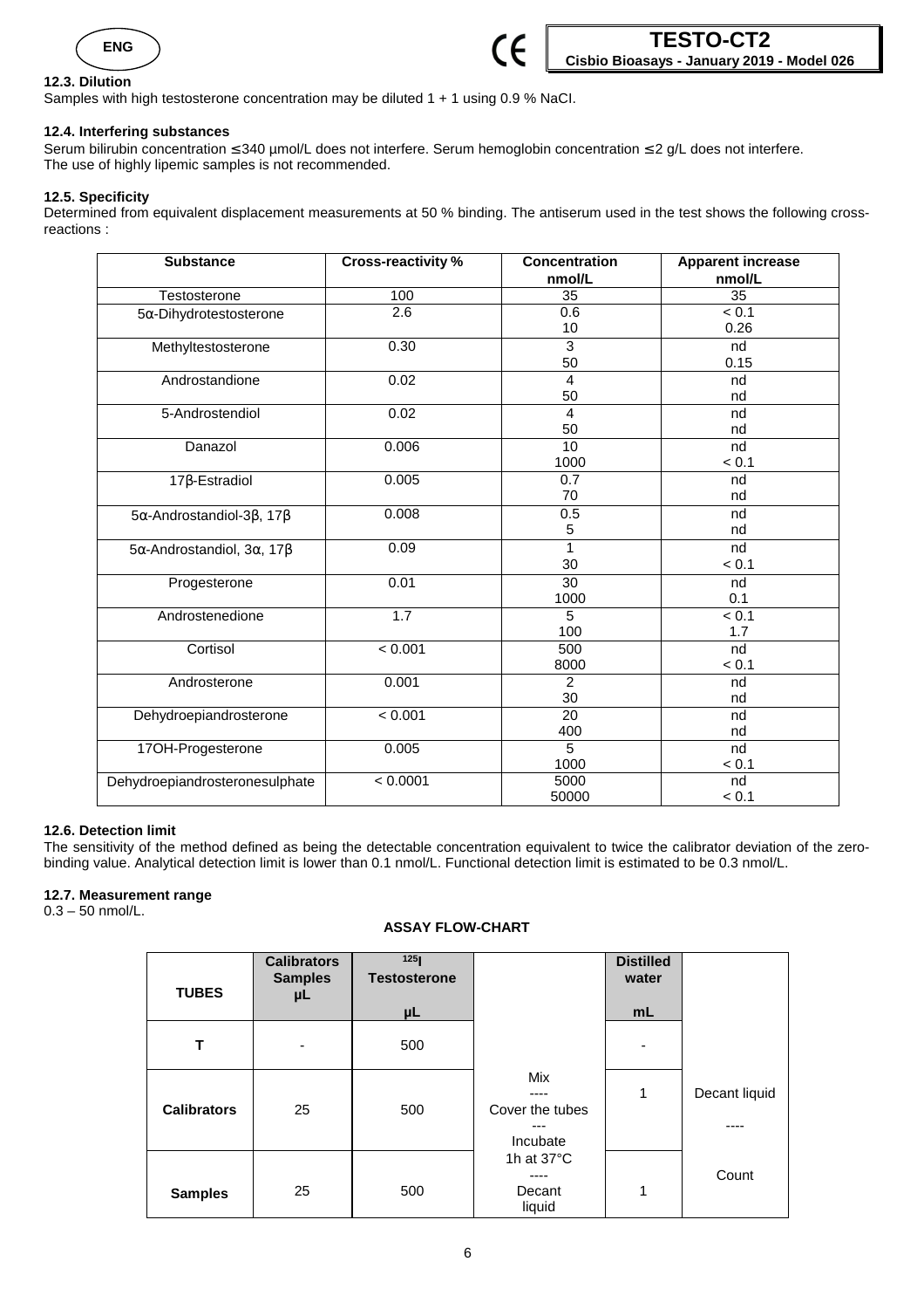### 12.3. Dilution

Samples with high testosterone concentration may be diluted 1 + 1 using 0.9 % NaCI.

### 12.4. Interfering substances

Serum bilirubin concentration ≤ 340 µmol/L does not interfere. Serum hemoglobin concentration ≤ 2 g/L does not interfere.
The use of highly lipemic samples is not recommended.

### 12.5. Specificity

Determined from equivalent displacement measurements at 50 % binding. The antiserum used in the test shows the following cross-reactions :

| Substance | Cross-reactivity % | Concentration nmol/L | Apparent increase nmol/L |
|---|---|---|---|
| Testosterone | 100 | 35 | 35 |
| 5α-Dihydrotestosterone | 2.6 | 0.6<br>10 | < 0.1<br>0.26 |
| Methyltestosterone | 0.30 | 3<br>50 | nd<br>0.15 |
| Androstandione | 0.02 | 4<br>50 | nd<br>nd |
| 5-Androstendiol | 0.02 | 4<br>50 | nd<br>nd |
| Danazol | 0.006 | 10<br>1000 | nd<br>< 0.1 |
| 17β-Estradiol | 0.005 | 0.7<br>70 | nd<br>nd |
| 5α-Androstandiol-3β, 17β | 0.008 | 0.5<br>5 | nd<br>nd |
| 5α-Androstandiol, 3α, 17β | 0.09 | 1<br>30 | nd<br>< 0.1 |
| Progesterone | 0.01 | 30<br>1000 | nd<br>0.1 |
| Androstenedione | 1.7 | 5<br>100 | < 0.1<br>1.7 |
| Cortisol | < 0.001 | 500<br>8000 | nd<br>< 0.1 |
| Androsterone | 0.001 | 2<br>30 | nd<br>nd |
| Dehydroepiandrosterone | < 0.001 | 20<br>400 | nd<br>nd |
| 17OH-Progesterone | 0.005 | 5<br>1000 | nd<br>< 0.1 |
| Dehydroepiandrosteronesulphate | < 0.0001 | 5000<br>50000 | nd<br>< 0.1 |

### 12.6. Detection limit

The sensitivity of the method defined as being the detectable concentration equivalent to twice the calibrator deviation of the zero-binding value. Analytical detection limit is lower than 0.1 nmol/L. Functional detection limit is estimated to be 0.3 nmol/L.

### 12.7. Measurement range

0.3 – 50 nmol/L.

**ASSAY FLOW-CHART**

| TUBES | Calibrators Samples µL | $^{125}I$ Testosterone µL | | Distilled water mL | |
|---|---|---|---|---|---|
| T | - | 500 | Mix<br>----<br>Cover the tubes<br>---<br>Incubate<br>1h at 37°C<br>----<br>Decant liquid | - | Decant liquid<br>----<br>Count |
| Calibrators | 25 | 500 | | 1 | |
| Samples | 25 | 500 | | 1 | |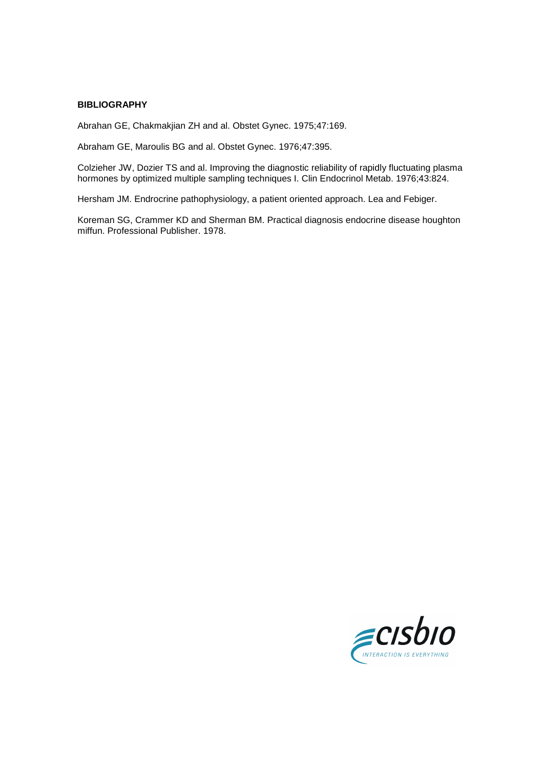**BIBLIOGRAPHY**

Abrahan GE, Chakmakjian ZH and al. Obstet Gynec. 1975;47:169.

Abraham GE, Maroulis BG and al. Obstet Gynec. 1976;47:395.

Colzieher JW, Dozier TS and al. Improving the diagnostic reliability of rapidly fluctuating plasma hormones by optimized multiple sampling techniques I. Clin Endocrinol Metab. 1976;43:824.

Hersham JM. Endrocrine pathophysiology, a patient oriented approach. Lea and Febiger.

Koreman SG, Crammer KD and Sherman BM. Practical diagnosis endocrine disease houghton miffun. Professional Publisher. 1978.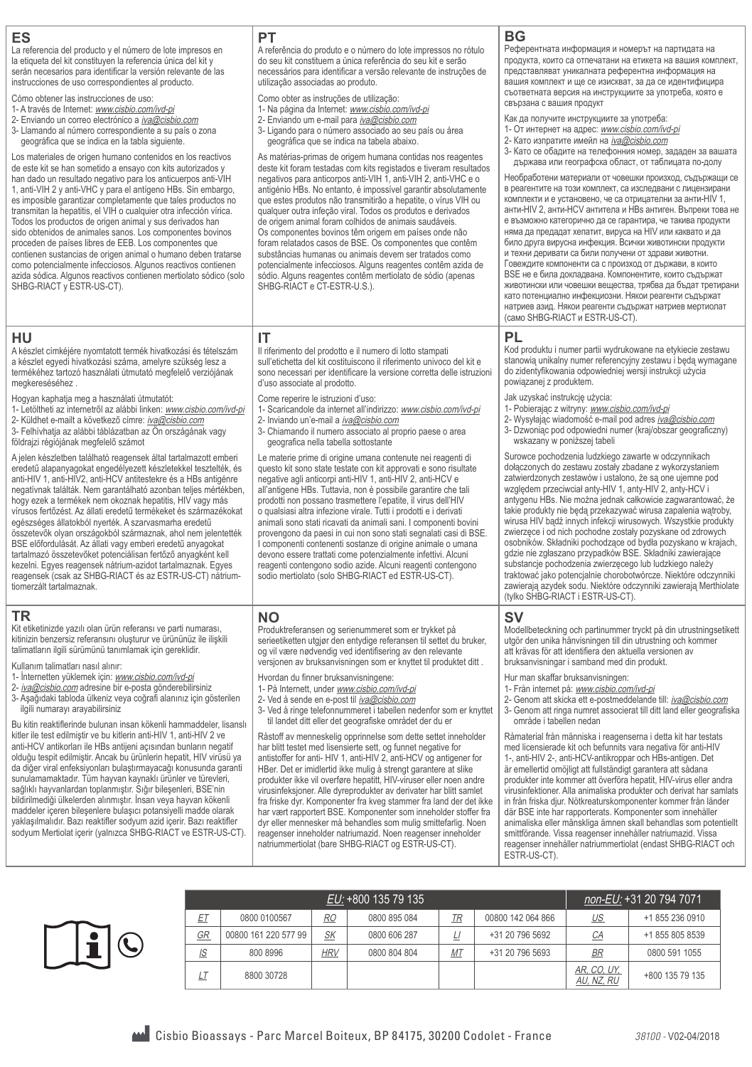## ES

La referencia del producto y el número de lote impresos en la etiqueta del kit constituyen la referencia única del kit y serán necesarios para identificar la versión relevante de las instrucciones de uso correspondientes al producto.

Cómo obtener las instrucciones de uso:
1- A través de Internet: *www.cisbio.com/ivd-pi*
2- Enviando un correo electrónico a *iva@cisbio.com*
3- Llamando al número correspondiente a su país o zona geográfica que se indica en la tabla siguiente.

Los materiales de origen humano contenidos en los reactivos de este kit se han sometido a ensayo con kits autorizados y han dado un resultado negativo para los anticuerpos anti-VIH 1, anti-VIH 2 y anti-VHC y para el antígeno HBs. Sin embargo, es imposible garantizar completamente que tales productos no transmitan la hepatitis, el VIH o cualquier otra infección vírica. Todos los productos de origen animal y sus derivados han sido obtenidos de animales sanos. Los componentes bovinos proceden de países libres de EEB. Los componentes que contienen sustancias de origen animal o humano deben tratarse como potencialmente infecciosos. Algunos reactivos contienen azida sódica. Algunos reactivos contienen mertiolato sódico (solo SHBG-RIACT y ESTR-US-CT).

## PT

A referência do produto e o número do lote impressos no rótulo do seu kit constituem a única referência do seu kit e serão necessários para identificar a versão relevante de instruções de utilização associadas ao produto.

Como obter as instruções de utilização:
1- Na página da Internet: *www.cisbio.com/ivd-pi*
2- Enviando um e-mail para *iva@cisbio.com*
3- Ligando para o número associado ao seu país ou área geográfica que se indica na tabela abaixo.

As matérias-primas de origem humana contidas nos reagentes deste kit foram testadas com kits registados e tiveram resultados negativos para anticorpos anti-VIH 1, anti-VIH 2, anti-VHC e o antigénio HBs. No entanto, é impossível garantir absolutamente que estes produtos não transmitirão a hepatite, o vírus VIH ou qualquer outra infeção viral. Todos os produtos e derivados de origem animal foram colhidos de animais saudáveis. Os componentes bovinos têm origem em países onde não foram relatados casos de BSE. Os componentes que contêm substâncias humanas ou animais devem ser tratados como potencialmente infecciosos. Alguns reagentes contêm azida de sódio. Alguns reagentes contêm mertiolato de sódio (apenas SHBG-RIACT e CT-ESTR-U.S.).

## BG

Референтната информация и номерът на партидата на продукта, които са отпечатани на етикета на вашия комплект, представляват уникалната референтна информация на вашия комплект и ще се изискват, за да се идентифицира съответната версия на инструкциите за употреба, която е свързана с вашия продукт

Как да получите инструкциите за употреба:
1- От интернет на адрес: *www.cisbio.com/ivd-pi*
2- Като изпратите имейл на *iva@cisbio.com*
3- Като се обадите на телефонния номер, зададен за вашата държава или географска област, от таблицата по-долу

Необработени материали от човешки произход, съдържащи се в реагентите на този комплект, са изследвани с лицензирани комплекти и е установено, че са отрицателни за анти-HIV 1, анти-HIV 2, анти-HCV антитела и HBs антиген. Въпреки това не е възможно категорично да се гарантира, че такива продукти няма да предадат хепатит, вируса на HIV или каквато и да било друга вирусна инфекция. Всички животински продукти и техни деривати са били получени от здрави животни. Говеждите компоненти са с произход от държави, в които BSE не е била докладвана. Компонентите, които съдържат животински или човешки вещества, трябва да бъдат третирани като потенциално инфекциозни. Някои реагенти съдържат натриев азид. Някои реагенти съдържат натриев мертиолат (само SHBG-RIACT и ESTR-US-CT).

## HU

A készlet címkéjére nyomtatott termék hivatkozási és tételszám a készlet egyedi hivatkozási száma, amelyre szükség lesz a termékéhez tartozó használati útmutató megfelelő verziójának megkereséséhez .

Hogyan kaphatja meg a használati útmutatót:
1- Letöltheti az internetről az alábbi linken: *www.cisbio.com/ivd-pi*
2- Küldhet e-mailt a következő címre: *iva@cisbio.com*
3- Felhívhatja az alábbi táblázatban az Ön országának vagy földrajzi régiójának megfelelő számot

A jelen készletben található reagensek által tartalmazott emberi eredetű alapanyagokat engedélyezett készletekkel tesztelték, és anti-HIV 1, anti-HIV2, anti-HCV antitestekre és a HBs antigénre negatívnak találták. Nem garantálható azonban teljes mértékben, hogy ezek a termékek nem okoznak hepatitis, HIV vagy más vírusos fertőzést. Az állati eredetű termékeket és származékokat egészséges állatokból nyerték. A szarvasmarha eredetű összetevők olyan országokból származnak, ahol nem jelentették BSE előfordulását. Az állati vagy emberi eredetű anyagokat tartalmazó összetevőket potenciálisan fertőző anyagként kell kezelni. Egyes reagensek nátrium-azidot tartalmaznak. Egyes reagensek (csak az SHBG-RIACT és az ESTR-US-CT) nátrium-tiomerzált tartalmaznak.

## IT

Il riferimento del prodotto e il numero di lotto stampati sull'etichetta del kit costituiscono il riferimento univoco del kit e sono necessari per identificare la versione corretta delle istruzioni d'uso associate al prodotto.

Come reperire le istruzioni d'uso:
1- Scaricandole da internet all'indirizzo: *www.cisbio.com/ivd-pi*
2- Inviando un'e-mail a *iva@cisbio.com*
3- Chiamando il numero associato al proprio paese o area geografica nella tabella sottostante

Le materie prime di origine umana contenute nei reagenti di questo kit sono state testate con kit approvati e sono risultate negative agli anticorpi anti-HIV 1, anti-HIV 2, anti-HCV e all'antigene HBs. Tuttavia, non è possibile garantire che tali prodotti non possano trasmettere l'epatite, il virus dell'HIV o qualsiasi altra infezione virale. Tutti i prodotti e i derivati animali sono stati ricavati da animali sani. I componenti bovini provengono da paesi in cui non sono stati segnalati casi di BSE. I componenti contenenti sostanze di origine animale o umana devono essere trattati come potenzialmente infettivi. Alcuni reagenti contengono sodio azide. Alcuni reagenti contengono sodio mertiolato (solo SHBG-RIACT ed ESTR-US-CT).

## PL

Kod produktu i numer partii wydrukowane na etykiecie zestawu stanowią unikalny numer referencyjny zestawu i będą wymagane do zidentyfikowania odpowiedniej wersji instrukcji użycia powiązanej z produktem.

Jak uzyskać instrukcję użycia:
1- Pobierając z witryny: *www.cisbio.com/ivd-pi*
2- Wysyłając wiadomość e-mail pod adres *iva@cisbio.com*
3- Dzwoniąc pod odpowiedni numer (kraj/obszar geograficzny) wskazany w poniższej tabeli

Surowce pochodzenia ludzkiego zawarte w odczynnikach dołączonych do zestawu zostały zbadane z wykorzystaniem zatwierdzonych zestawów i ustalono, że są one ujemne pod względem przeciwciał anty-HIV 1, anty-HIV 2, anty-HCV i antygenu HBs. Nie można jednak całkowicie zagwarantować, że takie produkty nie będą przekazywać wirusa zapalenia wątroby, wirusa HIV bądź innych infekcji wirusowych. Wszystkie produkty zwierzęce i od nich pochodne zostały pozyskane od zdrowych osobników. Składniki pochodzące od bydła pozyskano w krajach, gdzie nie zgłaszano przypadków BSE. Składniki zawierające substancje pochodzenia zwierzęcego lub ludzkiego należy traktować jako potencjalnie chorobotwórcze. Niektóre odczynniki zawierają azydek sodu. Niektóre odczynniki zawierają Merthiolate (tylko SHBG-RIACT i ESTR-US-CT).

## TR

Kit etiketinizde yazılı olan ürün referansı ve parti numarası, kitinizin benzersiz referansını oluşturur ve ürününüz ile ilişkili talimatların ilgili sürümünü tanımlamak için gereklidir.

Kullanım talimatları nasıl alınır:
1- İnternetten yüklemek için: *www.cisbio.com/ivd-pi*
2- *iva@cisbio.com* adresine bir e-posta gönderebilirsiniz
3- Aşağıdaki tabloda ülkeniz veya coğrafi alanınız için gösterilen ilgili numarayı arayabilirsiniz

Bu kitin reaktiflerinde bulunan insan kökenli hammaddeler, lisanslı kitler ile test edilmiştir ve bu kitlerin anti-HIV 1, anti-HIV 2 ve anti-HCV antikorları ile HBs antijeni açısından bunların negatif olduğu tespit edilmiştir. Ancak bu ürünlerin hepatit, HIV virüsü ya da diğer viral enfeksiyonları bulaştırmayacağı konusunda garanti sunulamamaktadır. Tüm hayvan kaynaklı ürünler ve türevleri, sağlıklı hayvanlardan toplanmıştır. Sığır bileşenleri, BSE'nin bildirilmediği ülkelerden alınmıştır. İnsan veya hayvan kökenli maddeler içeren bileşenlere bulaşıcı potansiyelli madde olarak yaklaşılmalıdır. Bazı reaktifler sodyum azid içerir. Bazı reaktifler sodyum Mertiolat içerir (yalnızca SHBG-RIACT ve ESTR-US-CT).

## NO

Produktreferansen og serienummeret som er trykket på serieetiketten utgjør den entydige referansen til settet du bruker, og vil være nødvendig ved identifisering av den relevante versjonen av bruksanvisningen som er knyttet til produktet ditt .

Hvordan du finner bruksanvisningene:
1- På Internett, under *www.cisbio.com/ivd-pi*
2- Ved å sende en e-post til *iva@cisbio.com*
3- Ved å ringe telefonnummeret i tabellen nedenfor som er knyttet til landet ditt eller det geografiske området der du er

Råstoff av menneskelig opprinnelse som dette settet inneholder har blitt testet med lisensierte sett, og funnet negative for antistoffer for anti- HIV 1, anti-HIV 2, anti-HCV og antigener for HBer. Det er imidlertid ikke mulig å strengt garantere at slike produkter ikke vil overføre hepatitt, HIV-viruser eller noen andre virusinfeksjoner. Alle dyreprodukter av derivater har blitt samlet fra friske dyr. Komponenter fra kveg stammer fra land der det ikke har vært rapportert BSE. Komponenter som inneholder stoffer fra dyr eller mennesker må behandles som mulig smittefarlig. Noen reagenser inneholder natriumazid. Noen reagenser inneholder natriummertiolat (bare SHBG-RIACT og ESTR-US-CT).

## SV

Modellbeteckning och partinummer tryckt på din utrustningsetikett utgör den unika hänvisningen till din utrustning och kommer att krävas för att identifiera den aktuella versionen av bruksanvisningar i samband med din produkt.

Hur man skaffar bruksanvisningen:
1- Från internet på: *www.cisbio.com/ivd-pi*
2- Genom att skicka ett e-postmeddelande till: *iva@cisbio.com*
3- Genom att ringa numret associerat till ditt land eller geografiska område i tabellen nedan

Råmaterial från människa i reagenserna i detta kit har testats med licensierade kit och befunnits vara negativa för anti-HIV 1-, anti-HIV 2-, anti-HCV-antikroppar och HBs-antigen. Det är emellertid omöjligt att fullständigt garantera att sådana produkter inte kommer att överföra hepatit, HIV-virus eller andra virusinfektioner. Alla animaliska produkter och derivat har samlats in från friska djur. Nötkreaturskomponenter kommer från länder där BSE inte har rapporterats. Komponenter som innehåller animaliska eller mänskliga ämnen skall behandlas som potentiellt smittförande. Vissa reagenser innehåller natriumazid. Vissa reagenser innehåller natriummertiolat (endast SHBG-RIACT och ESTR-US-CT).

| *EU:* +800 135 79 135 | | | | | | *non-EU:* +31 20 794 7071 | |
|---|---|---|---|---|---|---|---|
| *ET* | 0800 0100567 | *RO* | 0800 895 084 | *TR* | 00800 142 064 866 | *US* | +1 855 236 0910 |
| *GR* | 00800 161 220 577 99 | *SK* | 0800 606 287 | *LI* | +31 20 796 5692 | *CA* | +1 855 805 8539 |
| *IS* | 800 8996 | *HRV* | 0800 804 804 | *MT* | +31 20 796 5693 | *BR* | 0800 591 1055 |
| *LT* | 8800 30728 | | | | | *AR, CO, UY, AU, NZ, RU* | +800 135 79 135 |

Cisbio Bioassays - Parc Marcel Boiteux, BP 84175, 30200 Codolet - France

*38100* - V02-04/2018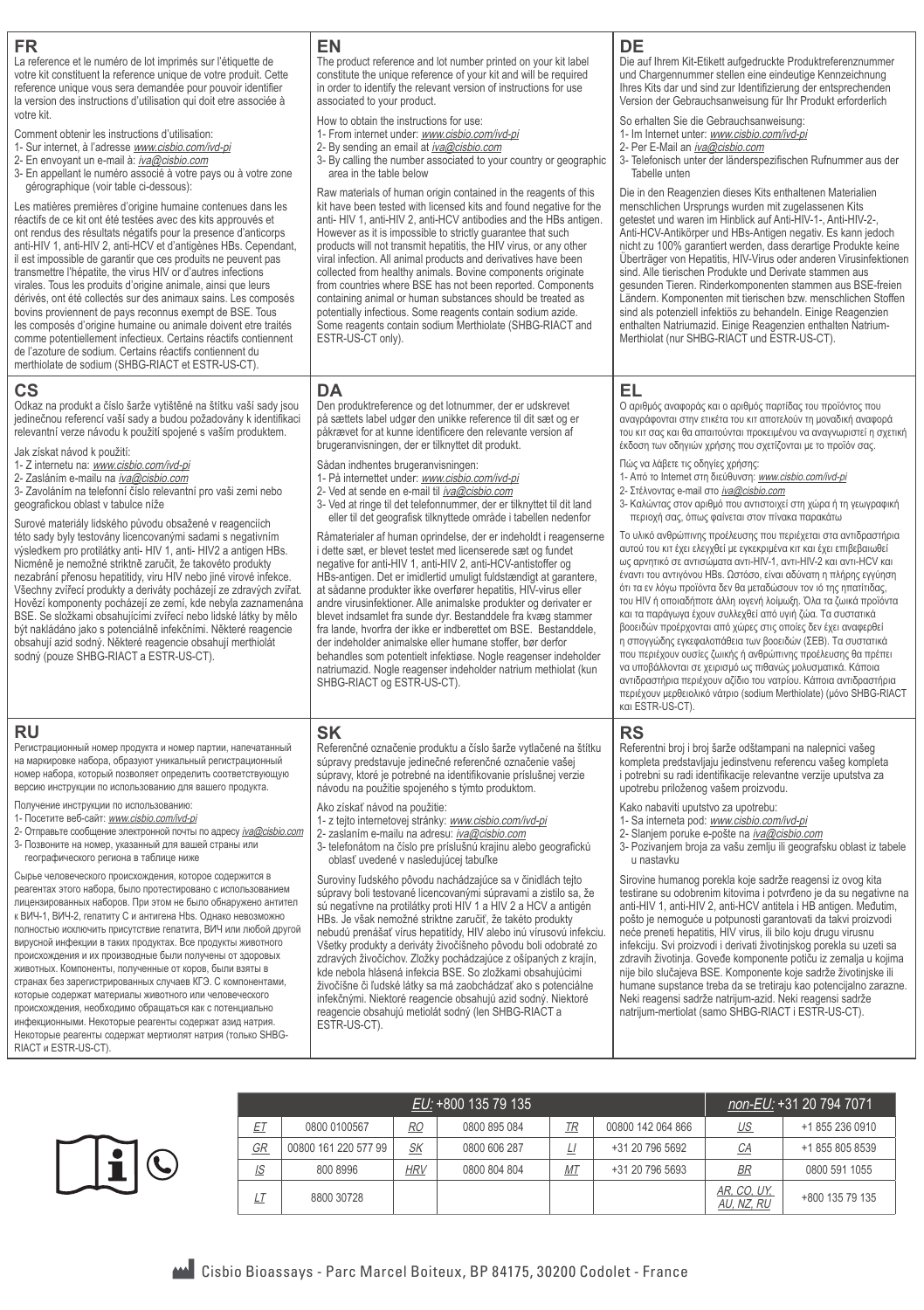## FR

La reference et le numéro de lot imprimés sur l'étiquette de votre kit constituent la reference unique de votre produit. Cette reference unique vous sera demandée pour pouvoir identifier la version des instructions d'utilisation qui doit etre associée à votre kit.

Comment obtenir les instructions d'utilisation:
1- Sur internet, à l'adresse *www.cisbio.com/ivd-pi*
2- En envoyant un e-mail à: *iva@cisbio.com*
3- En appellant le numéro associé à votre pays ou à votre zone gérographique (voir table ci-dessous):

Les matières premières d'origine humaine contenues dans les réactifs de ce kit ont été testées avec des kits approuvés et ont rendus des résultats négatifs pour la presence d'anticorps anti-HIV 1, anti-HIV 2, anti-HCV et d'antigènes HBs. Cependant, il est impossible de garantir que ces produits ne peuvent pas transmettre l'hépatite, the virus HIV or d'autres infections virales. Tous les produits d'origine animale, ainsi que leurs dérivés, ont été collectés sur des animaux sains. Les composés bovins proviennent de pays reconnus exempt de BSE. Tous les composés d'origine humaine ou animale doivent etre traités comme potentiellement infectieux. Certains réactifs contiennent de l'azoture de sodium. Certains réactifs contiennent du merthiolate de sodium (SHBG-RIACT et ESTR-US-CT).

## EN

The product reference and lot number printed on your kit label constitute the unique reference of your kit and will be required in order to identify the relevant version of instructions for use associated to your product.

How to obtain the instructions for use:
1- From internet under: *www.cisbio.com/ivd-pi*
2- By sending an email at *iva@cisbio.com*
3- By calling the number associated to your country or geographic area in the table below

Raw materials of human origin contained in the reagents of this kit have been tested with licensed kits and found negative for the anti- HIV 1, anti-HIV 2, anti-HCV antibodies and the HBs antigen. However as it is impossible to strictly guarantee that such products will not transmit hepatitis, the HIV virus, or any other viral infection. All animal products and derivatives have been collected from healthy animals. Bovine components originate from countries where BSE has not been reported. Components containing animal or human substances should be treated as potentially infectious. Some reagents contain sodium azide. Some reagents contain sodium Merthiolate (SHBG-RIACT and ESTR-US-CT only).

## DE

Die auf Ihrem Kit-Etikett aufgedruckte Produktreferenznummer und Chargennummer stellen eine eindeutige Kennzeichnung Ihres Kits dar und sind zur Identifizierung der entsprechenden Version der Gebrauchsanweisung für Ihr Produkt erforderlich

So erhalten Sie die Gebrauchsanweisung:
1- Im Internet unter: *www.cisbio.com/ivd-pi*
2- Per E-Mail an *iva@cisbio.com*
3- Telefonisch unter der länderspezifischen Rufnummer aus der Tabelle unten

Die in den Reagenzien dieses Kits enthaltenen Materialien menschlichen Ursprungs wurden mit zugelassenen Kits getestet und waren im Hinblick auf Anti-HIV-1-, Anti-HIV-2-, Anti-HCV-Antikörper und HBs-Antigen negativ. Es kann jedoch nicht zu 100% garantiert werden, dass derartige Produkte keine Überträger von Hepatitis, HIV-Virus oder anderen Virusinfektionen sind. Alle tierischen Produkte und Derivate stammen aus gesunden Tieren. Rinderkomponenten stammen aus BSE-freien Ländern. Komponenten mit tierischen bzw. menschlichen Stoffen sind als potenziell infektiös zu behandeln. Einige Reagenzien enthalten Natriumazid. Einige Reagenzien enthalten Natrium-Merthiolat (nur SHBG-RIACT und ESTR-US-CT).

## CS

Odkaz na produkt a číslo šarže vytištěné na štítku vaší sady jsou jedinečnou referencí vaší sady a budou požadovány k identifikaci relevantní verze návodu k použití spojené s vaším produktem.

Jak získat návod k použití:
1- Z internetu na: *www.cisbio.com/ivd-pi*
2- Zasláním e-mailu na *iva@cisbio.com*
3- Zavoláním na telefonní číslo relevantní pro vaši zemi nebo geografickou oblast v tabulce níže

Surové materiály lidského původu obsažené v reagenciích této sady byly testovány licencovanými sadami s negativním výsledkem pro protilátky anti- HIV 1, anti- HIV2 a antigen HBs. Nicméně je nemožné striktně zaručit, že takového produkty nezabrání přenosu hepatitidy, viru HIV nebo jiné virové infekce. Všechny zvířecí produkty a deriváty pocházejí ze zdravých zvířat. Hovězí komponenty pocházejí ze zemí, kde nebyla zaznamenána BSE. Se složkami obsahujícími zvířecí nebo lidské látky by mělo být nakládáno jako s potenciálně infekčními. Některé reagencie obsahují azid sodný. Některé reagencie obsahují merthiolát sodný (pouze SHBG-RIACT a ESTR-US-CT).

## DA

Den produktreference og det lotnummer, der er udskrevet på sættets label udgør den unikke reference til dit sæt og er påkrævet for at kunne identificere den relevante version af brugeranvisningen, der er tilknyttet dit produkt.

Sådan indhentes brugeranvisningen:
1- På internettet under: *www.cisbio.com/ivd-pi*
2- Ved at sende en e-mail til *iva@cisbio.com*
3- Ved at ringe til det telefonnummer, der er tilknyttet til dit land eller til det geografisk tilknyttede område i tabellen nedenfor

Råmaterialer af human oprindelse, der er indeholdt i reagenserne i dette sæt, er blevet testet med licenserede sæt og fundet negative for anti-HIV 1, anti-HIV 2, anti-HCV-antistoffer og HBs-antigen. Det er imidlertid umuligt fuldstændigt at garantere, at sådanne produkter ikke overfører hepatitis, HIV-virus eller andre virusinfektioner. Alle animalske produkter og derivater er blevet indsamlet fra sunde dyr. Bestanddele fra kvæg stammer fra lande, hvorfra der ikke er indberettet om BSE. Bestanddele, der indeholder animalske eller humane stoffer, bør derfor behandles som potentielt infektiøse. Nogle reagenser indeholder natriumazid. Nogle reagenser indeholder natrium methiolat (kun SHBG-RIACT og ESTR-US-CT).

## EL

Ο αριθμός αναφοράς και ο αριθμός παρτίδας του προϊόντος που αναγράφονται στην ετικέτα του κιτ αποτελούν τη μοναδική αναφορά του κιτ σας και θα απαιτούνται προκειμένου να αναγνωριστεί η σχετική έκδοση των οδηγιών χρήσης που σχετίζονται με το προϊόν σας.

Πώς να λάβετε τις οδηγίες χρήσης:
1- Από το Internet στη διεύθυνση: *www.cisbio.com/ivd-pi*
2- Στέλνοντας e-mail στο *iva@cisbio.com*
3- Καλώντας στον αριθμό που αντιστοιχεί στη χώρα ή τη γεωγραφική περιοχή σας, όπως φαίνεται στον πίνακα παρακάτω

Το υλικό ανθρώπινης προέλευσης που περιέχεται στα αντιδραστήρια αυτού του κιτ έχει ελεγχθεί με εγκεκριμένα κιτ και έχει επιβεβαιωθεί ως αρνητικό σε αντισώματα αντι-HIV-1, αντι-HIV-2 και αντι-HCV και έναντι του αντιγόνου HBs. Ωστόσο, είναι αδύνατη η πλήρης εγγύηση ότι τα εν λόγω προϊόντα δεν θα μεταδώσουν τον ιό της ηπατίτιδας, του HIV ή οποιαδήποτε άλλη ιογενή λοίμωξη. Όλα τα ζωικά προϊόντα και τα παράγωγα έχουν συλλεχθεί από υγιή ζώα. Τα συστατικά βοοειδών προέρχονται από χώρες στις οποίες δεν έχει αναφερθεί η σπογγώδης εγκεφαλοπάθεια των βοοειδών (ΣΕΒ). Τα συστατικά που περιέχουν ουσίες ζωικής ή ανθρώπινης προέλευσης θα πρέπει να υποβάλλονται σε χειρισμό ως πιθανώς μολυσματικά. Κάποια αντιδραστήρια περιέχουν αζίδιο του νατρίου. Κάποια αντιδραστήρια περιέχουν μερθειολικό νάτριο (sodium Merthiolate) (μόνο SHBG-RIACT και ESTR-US-CT).

## RU

Регистрационный номер продукта и номер партии, напечатанный на маркировке набора, образуют уникальный регистрационный номер набора, который позволяет определить соответствующую версию инструкции по использованию для вашего продукта.

Получение инструкции по использованию:
1- Посетите веб-сайт: *www.cisbio.com/ivd-pi*
2- Отправьте сообщение электронной почты по адресу *iva@cisbio.com*
3- Позвоните на номер, указанный для вашей страны или географического региона в таблице ниже

Сырье человеческого происхождения, которое содержится в реагентах этого набора, было протестировано с использованием лицензированных наборов. При этом не было обнаружено антител к ВИЧ-1, ВИЧ-2, гепатиту С и антигена Hbs. Однако невозможно полностью исключить присутствие гепатита, ВИЧ или любой другой вирусной инфекции в таких продуктах. Все продукты животного происхождения и их производные были получены от здоровых животных. Компоненты, полученные от коров, были взяты в странах без зарегистрированных случаев КГЭ. С компонентами, которые содержат материалы животного или человеческого происхождения, необходимо обращаться как с потенциально инфекционными. Некоторые реагенты содержат азид натрия. Некоторые реагенты содержат мертиолят натрия (только SHBG-RIACT и ESTR-US-CT).

## SK

Referenčné označenie produktu a číslo šarže vytlačené na štítku súpravy predstavuje jedinečné referenčné označenie vašej súpravy, ktoré je potrebné na identifikovanie príslušnej verzie návodu na použitie spojeného s týmto produktom.

Ako získať návod na použitie:
1- z tejto internetovej stránky: *www.cisbio.com/ivd-pi*
2- zaslaním e-mailu na adresu: *iva@cisbio.com*
3- telefonátom na číslo pre príslušnú krajinu alebo geografickú oblasť uvedené v nasledujúcej tabuľke

Suroviny ľudského pôvodu nachádzajúce sa v činidlách tejto súpravy boli testované licencovanými súpravami a zistilo sa, že sú negatívne na protilátky proti HIV 1 a HIV 2 a HCV a antigén HBs. Je však nemožné striktne zaručiť, že takéto produkty nebudú prenášať vírus hepatitídy, HIV alebo inú vírusovú infekciu. Všetky produkty a deriváty živočíšneho pôvodu boli odobraté zo zdravých živočíchov. Zložky pochádzajúce z ošípaných z krajín, kde nebola hlásená infekcia BSE. So zložkami obsahujúcimi živočíšne či ľudské látky sa má zaobchádzať ako s potenciálne infekčnými. Niektoré reagencie obsahujú azid sodný. Niektoré reagencie obsahujú metiolát sodný (len SHBG-RIACT a ESTR-US-CT).

## RS

Referentni broj i broj šarže odštampani na nalepnici vašeg kompleta predstavljaju jedinstvenu referencu vašeg kompleta i potrebni su radi identifikacije relevantne verzije uputstva za upotrebu priloženog vašem proizvodu.

Kako nabaviti uputstvo za upotrebu:
1- Sa interneta pod: *www.cisbio.com/ivd-pi*
2- Slanjem poruke e-pošte na *iva@cisbio.com*
3- Pozivanjem broja za vašu zemlju ili geografsku oblast iz tabele u nastavku

Sirovine humanog porekla koje sadrže reagensi iz ovog kita testirane su odobrenim kitovima i potvrđeno je da su negativne na anti-HIV 1, anti-HIV 2, anti-HCV antitela i HB antigen. Međutim, pošto je nemoguće u potpunosti garantovati da takvi proizvodi neće preneti hepatitis, HIV virus, ili bilo koju drugu virusnu infekciju. Svi proizvodi i derivati životinjskog porekla su uzeti sa zdravih životinja. Goveđe komponente potiču iz zemalja u kojima nije bilo slučajeva BSE. Komponente koje sadrže životinjske ili humane supstance treba da se tretiraju kao potencijalno zarazne. Neki reagensi sadrže natrijum-azid. Neki reagensi sadrže natrijum-mertiolat (samo SHBG-RIACT i ESTR-US-CT).

| *EU:* +800 135 79 135 | | | | | | *non-EU:* +31 20 794 7071 | |
|---|---|---|---|---|---|---|---|
| *ET* | 0800 0100567 | *RO* | 0800 895 084 | *TR* | 00800 142 064 866 | *US* | +1 855 236 0910 |
| *GR* | 00800 161 220 577 99 | *SK* | 0800 606 287 | *LI* | +31 20 796 5692 | *CA* | +1 855 805 8539 |
| *IS* | 800 8996 | *HRV* | 0800 804 804 | *MT* | +31 20 796 5693 | *BR* | 0800 591 1055 |
| *LT* | 8800 30728 | | | | | *AR, CO, UY, AU, NZ, RU* | +800 135 79 135 |

Cisbio Bioassays - Parc Marcel Boiteux, BP 84175, 30200 Codolet - France